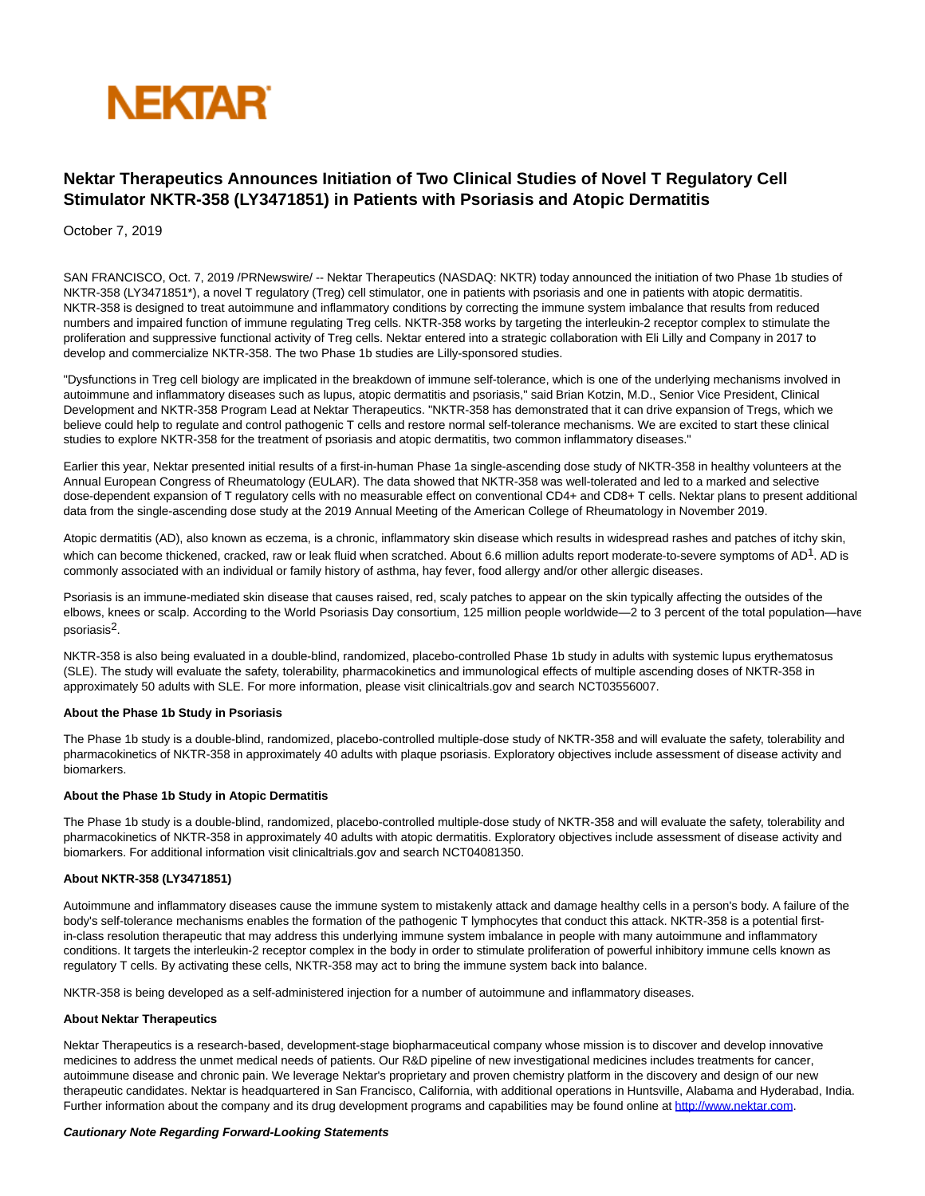NEKTAR

# Nektar Therapeutics Announces Initiation of Two Clinical Studies of Novel T Regulatory Cell Stimulator NKTR-358 (LY3471851) in Patients with Psoriasis and Atopic Dermatitis

October 7, 2019

SAN FRANCISCO, Oct. 7, 2019 /PRNewswire/ -- Nektar Therapeutics (NASDAQ: NKTR) today announced the initiation of two Phase 1b studies of NKTR-358 (LY3471851*), a novel T regulatory (Treg) cell stimulator, one in patients with psoriasis and one in patients with atopic dermatitis. NKTR-358 is designed to treat autoimmune and inflammatory conditions by correcting the immune system imbalance that results from reduced numbers and impaired function of immune regulating Treg cells. NKTR-358 works by targeting the interleukin-2 receptor complex to stimulate the proliferation and suppressive functional activity of Treg cells. Nektar entered into a strategic collaboration with Eli Lilly and Company in 2017 to develop and commercialize NKTR-358. The two Phase 1b studies are Lilly-sponsored studies.

"Dysfunctions in Treg cell biology are implicated in the breakdown of immune self-tolerance, which is one of the underlying mechanisms involved in autoimmune and inflammatory diseases such as lupus, atopic dermatitis and psoriasis," said Brian Kotzin, M.D., Senior Vice President, Clinical Development and NKTR-358 Program Lead at Nektar Therapeutics. "NKTR-358 has demonstrated that it can drive expansion of Tregs, which we believe could help to regulate and control pathogenic T cells and restore normal self-tolerance mechanisms. We are excited to start these clinical studies to explore NKTR-358 for the treatment of psoriasis and atopic dermatitis, two common inflammatory diseases."

Earlier this year, Nektar presented initial results of a first-in-human Phase 1a single-ascending dose study of NKTR-358 in healthy volunteers at the Annual European Congress of Rheumatology (EULAR). The data showed that NKTR-358 was well-tolerated and led to a marked and selective dose-dependent expansion of T regulatory cells with no measurable effect on conventional CD4+ and CD8+ T cells. Nektar plans to present additional data from the single-ascending dose study at the 2019 Annual Meeting of the American College of Rheumatology in November 2019.

Atopic dermatitis (AD), also known as eczema, is a chronic, inflammatory skin disease which results in widespread rashes and patches of itchy skin, which can become thickened, cracked, raw or leak fluid when scratched. About 6.6 million adults report moderate-to-severe symptoms of AD[1]. AD is commonly associated with an individual or family history of asthma, hay fever, food allergy and/or other allergic diseases.

Psoriasis is an immune-mediated skin disease that causes raised, red, scaly patches to appear on the skin typically affecting the outsides of the elbows, knees or scalp. According to the World Psoriasis Day consortium, 125 million people worldwide—2 to 3 percent of the total population—have psoriasis[2].

NKTR-358 is also being evaluated in a double-blind, randomized, placebo-controlled Phase 1b study in adults with systemic lupus erythematosus (SLE). The study will evaluate the safety, tolerability, pharmacokinetics and immunological effects of multiple ascending doses of NKTR-358 in approximately 50 adults with SLE. For more information, please visit clinicaltrials.gov and search NCT03556007.

**About the Phase 1b Study in Psoriasis**

The Phase 1b study is a double-blind, randomized, placebo-controlled multiple-dose study of NKTR-358 and will evaluate the safety, tolerability and pharmacokinetics of NKTR-358 in approximately 40 adults with plaque psoriasis. Exploratory objectives include assessment of disease activity and biomarkers.

**About the Phase 1b Study in Atopic Dermatitis**

The Phase 1b study is a double-blind, randomized, placebo-controlled multiple-dose study of NKTR-358 and will evaluate the safety, tolerability and pharmacokinetics of NKTR-358 in approximately 40 adults with atopic dermatitis. Exploratory objectives include assessment of disease activity and biomarkers. For additional information visit clinicaltrials.gov and search NCT04081350.

**About NKTR-358 (LY3471851)**

Autoimmune and inflammatory diseases cause the immune system to mistakenly attack and damage healthy cells in a person's body. A failure of the body's self-tolerance mechanisms enables the formation of the pathogenic T lymphocytes that conduct this attack. NKTR-358 is a potential first-in-class resolution therapeutic that may address this underlying immune system imbalance in people with many autoimmune and inflammatory conditions. It targets the interleukin-2 receptor complex in the body in order to stimulate proliferation of powerful inhibitory immune cells known as regulatory T cells. By activating these cells, NKTR-358 may act to bring the immune system back into balance.

NKTR-358 is being developed as a self-administered injection for a number of autoimmune and inflammatory diseases.

**About Nektar Therapeutics**

Nektar Therapeutics is a research-based, development-stage biopharmaceutical company whose mission is to discover and develop innovative medicines to address the unmet medical needs of patients. Our R&D pipeline of new investigational medicines includes treatments for cancer, autoimmune disease and chronic pain. We leverage Nektar's proprietary and proven chemistry platform in the discovery and design of our new therapeutic candidates. Nektar is headquartered in San Francisco, California, with additional operations in Huntsville, Alabama and Hyderabad, India. Further information about the company and its drug development programs and capabilities may be found online at http://www.nektar.com.

***Cautionary Note Regarding Forward-Looking Statements***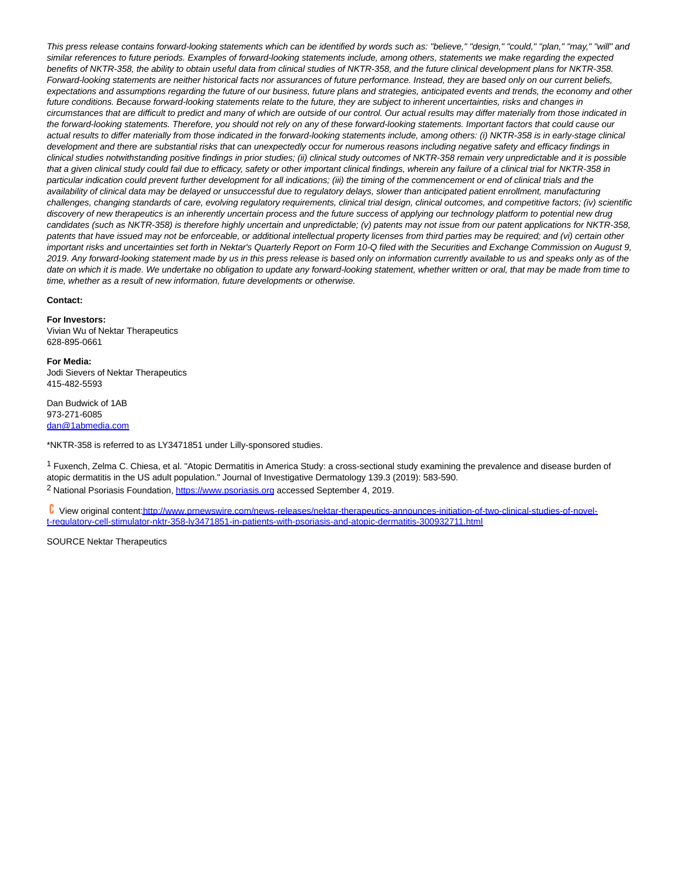*This press release contains forward-looking statements which can be identified by words such as: "believe," "design," "could," "plan," "may," "will" and similar references to future periods. Examples of forward-looking statements include, among others, statements we make regarding the expected benefits of NKTR-358, the ability to obtain useful data from clinical studies of NKTR-358, and the future clinical development plans for NKTR-358. Forward-looking statements are neither historical facts nor assurances of future performance. Instead, they are based only on our current beliefs, expectations and assumptions regarding the future of our business, future plans and strategies, anticipated events and trends, the economy and other future conditions. Because forward-looking statements relate to the future, they are subject to inherent uncertainties, risks and changes in circumstances that are difficult to predict and many of which are outside of our control. Our actual results may differ materially from those indicated in the forward-looking statements. Therefore, you should not rely on any of these forward-looking statements. Important factors that could cause our actual results to differ materially from those indicated in the forward-looking statements include, among others: (i) NKTR-358 is in early-stage clinical development and there are substantial risks that can unexpectedly occur for numerous reasons including negative safety and efficacy findings in clinical studies notwithstanding positive findings in prior studies; (ii) clinical study outcomes of NKTR-358 remain very unpredictable and it is possible that a given clinical study could fail due to efficacy, safety or other important clinical findings, wherein any failure of a clinical trial for NKTR-358 in particular indication could prevent further development for all indications; (iii) the timing of the commencement or end of clinical trials and the availability of clinical data may be delayed or unsuccessful due to regulatory delays, slower than anticipated patient enrollment, manufacturing challenges, changing standards of care, evolving regulatory requirements, clinical trial design, clinical outcomes, and competitive factors; (iv) scientific discovery of new therapeutics is an inherently uncertain process and the future success of applying our technology platform to potential new drug candidates (such as NKTR-358) is therefore highly uncertain and unpredictable; (v) patents may not issue from our patent applications for NKTR-358, patents that have issued may not be enforceable, or additional intellectual property licenses from third parties may be required; and (vi) certain other important risks and uncertainties set forth in Nektar's Quarterly Report on Form 10-Q filed with the Securities and Exchange Commission on August 9, 2019. Any forward-looking statement made by us in this press release is based only on information currently available to us and speaks only as of the date on which it is made. We undertake no obligation to update any forward-looking statement, whether written or oral, that may be made from time to time, whether as a result of new information, future developments or otherwise.*

**Contact:**

**For Investors:**
Vivian Wu of Nektar Therapeutics
628-895-0661

**For Media:**
Jodi Sievers of Nektar Therapeutics
415-482-5593

Dan Budwick of 1AB
973-271-6085
dan@1abmedia.com

*NKTR-358 is referred to as LY3471851 under Lilly-sponsored studies.

[1] Fuxench, Zelma C. Chiesa, et al. "Atopic Dermatitis in America Study: a cross-sectional study examining the prevalence and disease burden of atopic dermatitis in the US adult population." Journal of Investigative Dermatology 139.3 (2019): 583-590.
[2] National Psoriasis Foundation, https://www.psoriasis.org accessed September 4, 2019.

View original content:http://www.prnewswire.com/news-releases/nektar-therapeutics-announces-initiation-of-two-clinical-studies-of-novel-t-regulatory-cell-stimulator-nktr-358-ly3471851-in-patients-with-psoriasis-and-atopic-dermatitis-300932711.html

SOURCE Nektar Therapeutics